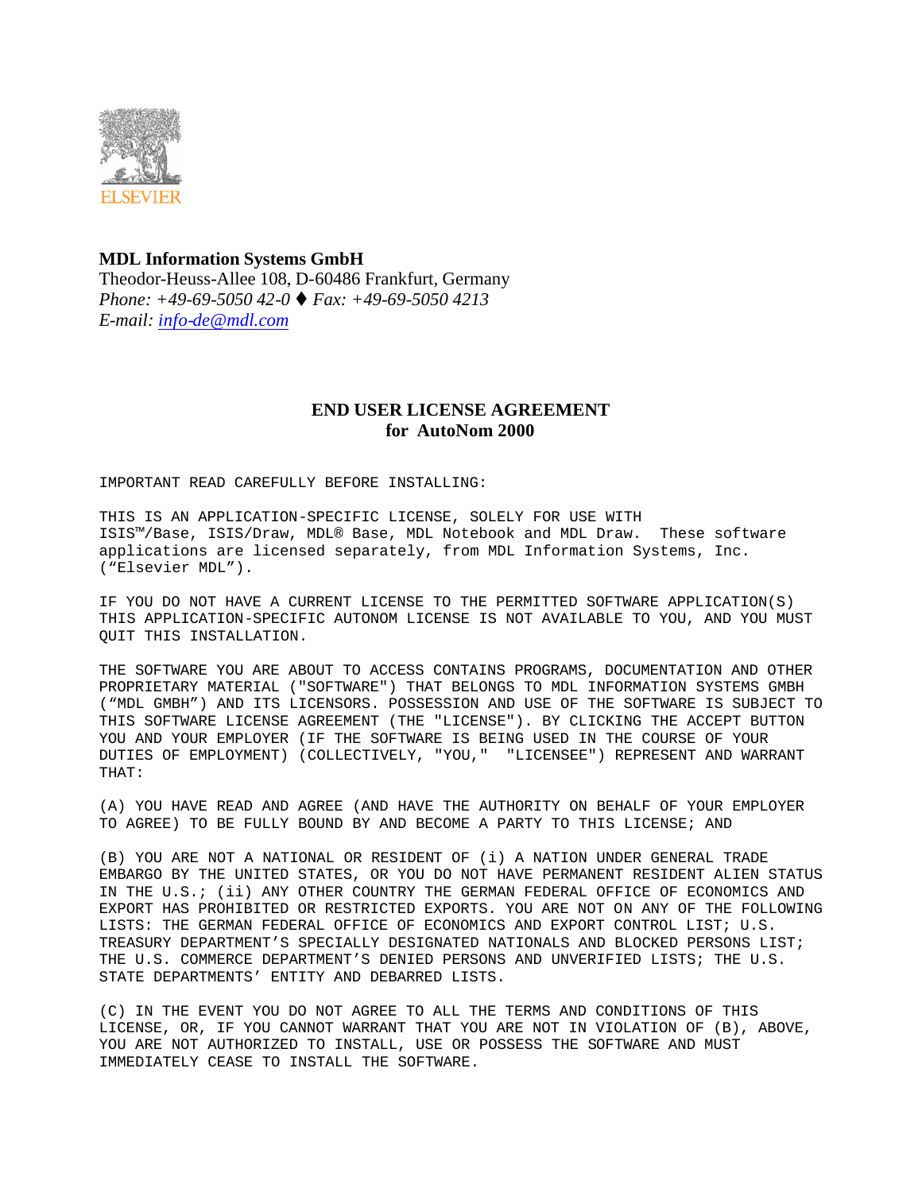ELSEVIER

**MDL Information Systems GmbH**
Theodor-Heuss-Allee 108, D-60486 Frankfurt, Germany
*Phone: +49-69-5050 42-0 ♦ Fax: +49-69-5050 4213*
*E-mail: info-de@mdl.com*

## END USER LICENSE AGREEMENT
## for AutoNom 2000

IMPORTANT READ CAREFULLY BEFORE INSTALLING:

THIS IS AN APPLICATION-SPECIFIC LICENSE, SOLELY FOR USE WITH ISIS™/Base, ISIS/Draw, MDL® Base, MDL Notebook and MDL Draw. These software applications are licensed separately, from MDL Information Systems, Inc. ("Elsevier MDL").

IF YOU DO NOT HAVE A CURRENT LICENSE TO THE PERMITTED SOFTWARE APPLICATION(S) THIS APPLICATION-SPECIFIC AUTONOM LICENSE IS NOT AVAILABLE TO YOU, AND YOU MUST QUIT THIS INSTALLATION.

THE SOFTWARE YOU ARE ABOUT TO ACCESS CONTAINS PROGRAMS, DOCUMENTATION AND OTHER PROPRIETARY MATERIAL ("SOFTWARE") THAT BELONGS TO MDL INFORMATION SYSTEMS GMBH ("MDL GMBH") AND ITS LICENSORS. POSSESSION AND USE OF THE SOFTWARE IS SUBJECT TO THIS SOFTWARE LICENSE AGREEMENT (THE "LICENSE"). BY CLICKING THE ACCEPT BUTTON YOU AND YOUR EMPLOYER (IF THE SOFTWARE IS BEING USED IN THE COURSE OF YOUR DUTIES OF EMPLOYMENT) (COLLECTIVELY, "YOU," "LICENSEE") REPRESENT AND WARRANT THAT:

(A) YOU HAVE READ AND AGREE (AND HAVE THE AUTHORITY ON BEHALF OF YOUR EMPLOYER TO AGREE) TO BE FULLY BOUND BY AND BECOME A PARTY TO THIS LICENSE; AND

(B) YOU ARE NOT A NATIONAL OR RESIDENT OF (i) A NATION UNDER GENERAL TRADE EMBARGO BY THE UNITED STATES, OR YOU DO NOT HAVE PERMANENT RESIDENT ALIEN STATUS IN THE U.S.; (ii) ANY OTHER COUNTRY THE GERMAN FEDERAL OFFICE OF ECONOMICS AND EXPORT HAS PROHIBITED OR RESTRICTED EXPORTS. YOU ARE NOT ON ANY OF THE FOLLOWING LISTS: THE GERMAN FEDERAL OFFICE OF ECONOMICS AND EXPORT CONTROL LIST; U.S. TREASURY DEPARTMENT'S SPECIALLY DESIGNATED NATIONALS AND BLOCKED PERSONS LIST; THE U.S. COMMERCE DEPARTMENT'S DENIED PERSONS AND UNVERIFIED LISTS; THE U.S. STATE DEPARTMENTS' ENTITY AND DEBARRED LISTS.

(C) IN THE EVENT YOU DO NOT AGREE TO ALL THE TERMS AND CONDITIONS OF THIS LICENSE, OR, IF YOU CANNOT WARRANT THAT YOU ARE NOT IN VIOLATION OF (B), ABOVE, YOU ARE NOT AUTHORIZED TO INSTALL, USE OR POSSESS THE SOFTWARE AND MUST IMMEDIATELY CEASE TO INSTALL THE SOFTWARE.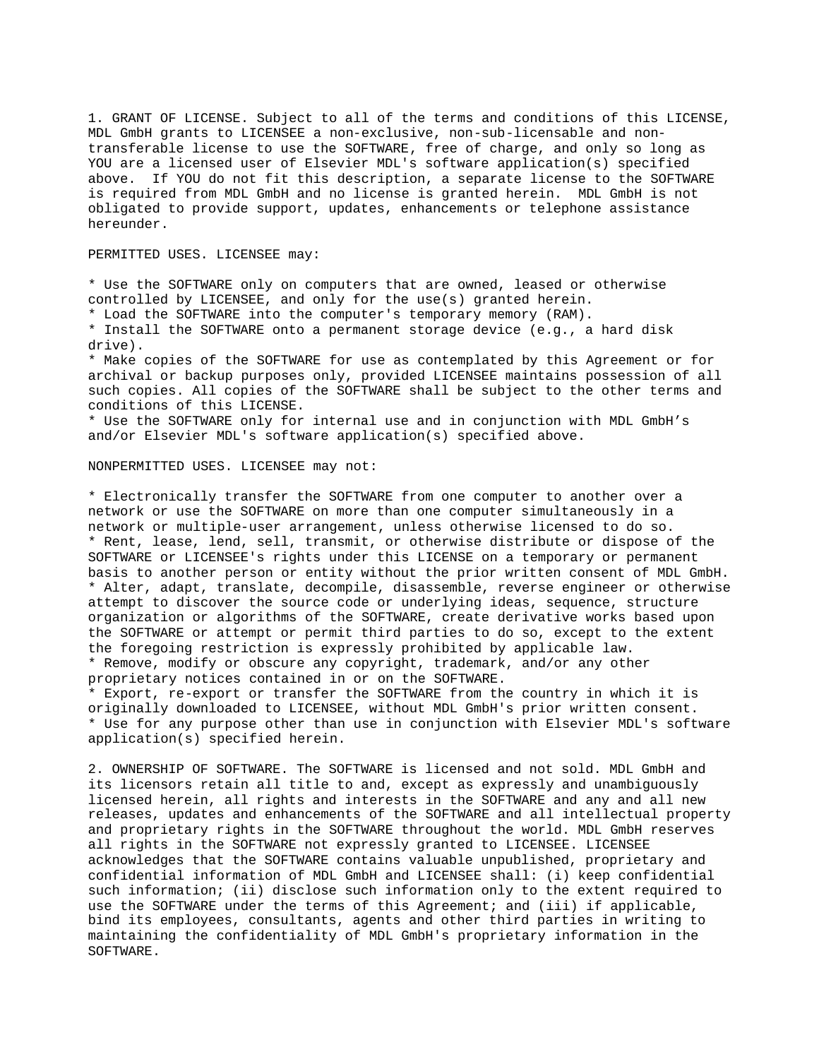1. GRANT OF LICENSE. Subject to all of the terms and conditions of this LICENSE, MDL GmbH grants to LICENSEE a non-exclusive, non-sub-licensable and non-transferable license to use the SOFTWARE, free of charge, and only so long as YOU are a licensed user of Elsevier MDL's software application(s) specified above. If YOU do not fit this description, a separate license to the SOFTWARE is required from MDL GmbH and no license is granted herein. MDL GmbH is not obligated to provide support, updates, enhancements or telephone assistance hereunder.

PERMITTED USES. LICENSEE may:

* Use the SOFTWARE only on computers that are owned, leased or otherwise controlled by LICENSEE, and only for the use(s) granted herein.
* Load the SOFTWARE into the computer's temporary memory (RAM).
* Install the SOFTWARE onto a permanent storage device (e.g., a hard disk drive).
* Make copies of the SOFTWARE for use as contemplated by this Agreement or for archival or backup purposes only, provided LICENSEE maintains possession of all such copies. All copies of the SOFTWARE shall be subject to the other terms and conditions of this LICENSE.
* Use the SOFTWARE only for internal use and in conjunction with MDL GmbH’s and/or Elsevier MDL's software application(s) specified above.

NONPERMITTED USES. LICENSEE may not:

* Electronically transfer the SOFTWARE from one computer to another over a network or use the SOFTWARE on more than one computer simultaneously in a network or multiple-user arrangement, unless otherwise licensed to do so.
* Rent, lease, lend, sell, transmit, or otherwise distribute or dispose of the SOFTWARE or LICENSEE's rights under this LICENSE on a temporary or permanent basis to another person or entity without the prior written consent of MDL GmbH.
* Alter, adapt, translate, decompile, disassemble, reverse engineer or otherwise attempt to discover the source code or underlying ideas, sequence, structure organization or algorithms of the SOFTWARE, create derivative works based upon the SOFTWARE or attempt or permit third parties to do so, except to the extent the foregoing restriction is expressly prohibited by applicable law.
* Remove, modify or obscure any copyright, trademark, and/or any other proprietary notices contained in or on the SOFTWARE.
* Export, re-export or transfer the SOFTWARE from the country in which it is originally downloaded to LICENSEE, without MDL GmbH's prior written consent.
* Use for any purpose other than use in conjunction with Elsevier MDL's software application(s) specified herein.

2. OWNERSHIP OF SOFTWARE. The SOFTWARE is licensed and not sold. MDL GmbH and its licensors retain all title to and, except as expressly and unambiguously licensed herein, all rights and interests in the SOFTWARE and any and all new releases, updates and enhancements of the SOFTWARE and all intellectual property and proprietary rights in the SOFTWARE throughout the world. MDL GmbH reserves all rights in the SOFTWARE not expressly granted to LICENSEE. LICENSEE acknowledges that the SOFTWARE contains valuable unpublished, proprietary and confidential information of MDL GmbH and LICENSEE shall: (i) keep confidential such information; (ii) disclose such information only to the extent required to use the SOFTWARE under the terms of this Agreement; and (iii) if applicable, bind its employees, consultants, agents and other third parties in writing to maintaining the confidentiality of MDL GmbH's proprietary information in the SOFTWARE.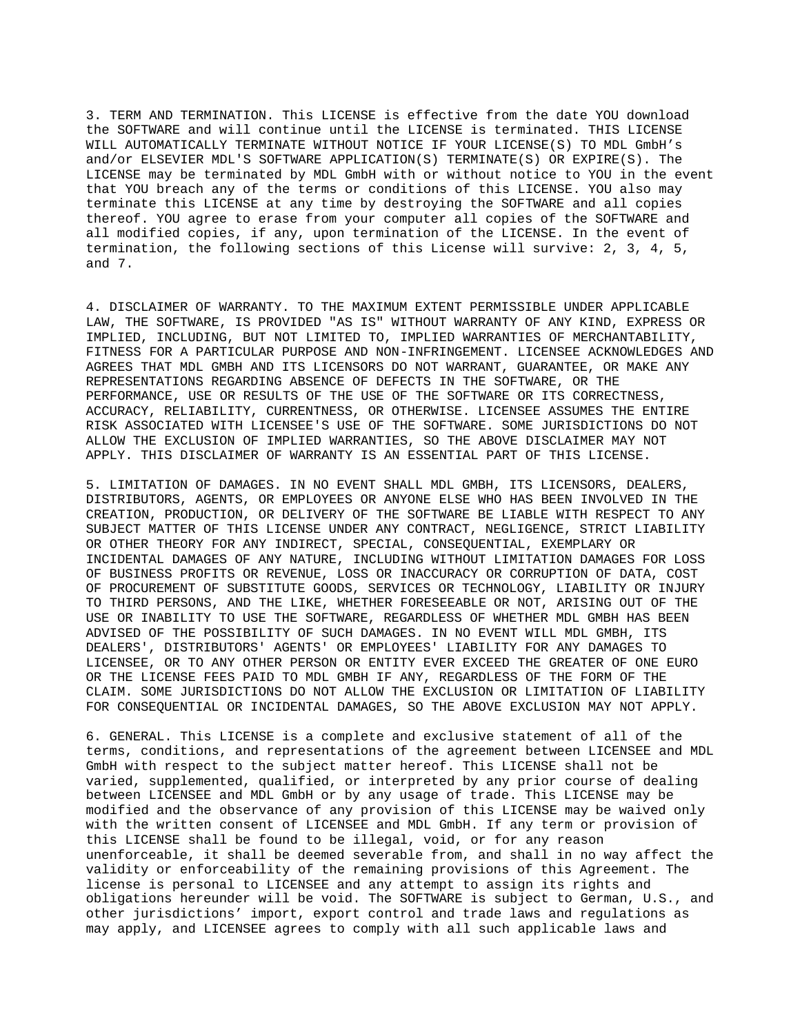3. TERM AND TERMINATION. This LICENSE is effective from the date YOU download the SOFTWARE and will continue until the LICENSE is terminated. THIS LICENSE WILL AUTOMATICALLY TERMINATE WITHOUT NOTICE IF YOUR LICENSE(S) TO MDL GmbH's and/or ELSEVIER MDL'S SOFTWARE APPLICATION(S) TERMINATE(S) OR EXPIRE(S). The LICENSE may be terminated by MDL GmbH with or without notice to YOU in the event that YOU breach any of the terms or conditions of this LICENSE. YOU also may terminate this LICENSE at any time by destroying the SOFTWARE and all copies thereof. YOU agree to erase from your computer all copies of the SOFTWARE and all modified copies, if any, upon termination of the LICENSE. In the event of termination, the following sections of this License will survive: 2, 3, 4, 5, and 7.

4. DISCLAIMER OF WARRANTY. TO THE MAXIMUM EXTENT PERMISSIBLE UNDER APPLICABLE LAW, THE SOFTWARE, IS PROVIDED "AS IS" WITHOUT WARRANTY OF ANY KIND, EXPRESS OR IMPLIED, INCLUDING, BUT NOT LIMITED TO, IMPLIED WARRANTIES OF MERCHANTABILITY, FITNESS FOR A PARTICULAR PURPOSE AND NON-INFRINGEMENT. LICENSEE ACKNOWLEDGES AND AGREES THAT MDL GMBH AND ITS LICENSORS DO NOT WARRANT, GUARANTEE, OR MAKE ANY REPRESENTATIONS REGARDING ABSENCE OF DEFECTS IN THE SOFTWARE, OR THE PERFORMANCE, USE OR RESULTS OF THE USE OF THE SOFTWARE OR ITS CORRECTNESS, ACCURACY, RELIABILITY, CURRENTNESS, OR OTHERWISE. LICENSEE ASSUMES THE ENTIRE RISK ASSOCIATED WITH LICENSEE'S USE OF THE SOFTWARE. SOME JURISDICTIONS DO NOT ALLOW THE EXCLUSION OF IMPLIED WARRANTIES, SO THE ABOVE DISCLAIMER MAY NOT APPLY. THIS DISCLAIMER OF WARRANTY IS AN ESSENTIAL PART OF THIS LICENSE.

5. LIMITATION OF DAMAGES. IN NO EVENT SHALL MDL GMBH, ITS LICENSORS, DEALERS, DISTRIBUTORS, AGENTS, OR EMPLOYEES OR ANYONE ELSE WHO HAS BEEN INVOLVED IN THE CREATION, PRODUCTION, OR DELIVERY OF THE SOFTWARE BE LIABLE WITH RESPECT TO ANY SUBJECT MATTER OF THIS LICENSE UNDER ANY CONTRACT, NEGLIGENCE, STRICT LIABILITY OR OTHER THEORY FOR ANY INDIRECT, SPECIAL, CONSEQUENTIAL, EXEMPLARY OR INCIDENTAL DAMAGES OF ANY NATURE, INCLUDING WITHOUT LIMITATION DAMAGES FOR LOSS OF BUSINESS PROFITS OR REVENUE, LOSS OR INACCURACY OR CORRUPTION OF DATA, COST OF PROCUREMENT OF SUBSTITUTE GOODS, SERVICES OR TECHNOLOGY, LIABILITY OR INJURY TO THIRD PERSONS, AND THE LIKE, WHETHER FORESEEABLE OR NOT, ARISING OUT OF THE USE OR INABILITY TO USE THE SOFTWARE, REGARDLESS OF WHETHER MDL GMBH HAS BEEN ADVISED OF THE POSSIBILITY OF SUCH DAMAGES. IN NO EVENT WILL MDL GMBH, ITS DEALERS', DISTRIBUTORS' AGENTS' OR EMPLOYEES' LIABILITY FOR ANY DAMAGES TO LICENSEE, OR TO ANY OTHER PERSON OR ENTITY EVER EXCEED THE GREATER OF ONE EURO OR THE LICENSE FEES PAID TO MDL GMBH IF ANY, REGARDLESS OF THE FORM OF THE CLAIM. SOME JURISDICTIONS DO NOT ALLOW THE EXCLUSION OR LIMITATION OF LIABILITY FOR CONSEQUENTIAL OR INCIDENTAL DAMAGES, SO THE ABOVE EXCLUSION MAY NOT APPLY.

6. GENERAL. This LICENSE is a complete and exclusive statement of all of the terms, conditions, and representations of the agreement between LICENSEE and MDL GmbH with respect to the subject matter hereof. This LICENSE shall not be varied, supplemented, qualified, or interpreted by any prior course of dealing between LICENSEE and MDL GmbH or by any usage of trade. This LICENSE may be modified and the observance of any provision of this LICENSE may be waived only with the written consent of LICENSEE and MDL GmbH. If any term or provision of this LICENSE shall be found to be illegal, void, or for any reason unenforceable, it shall be deemed severable from, and shall in no way affect the validity or enforceability of the remaining provisions of this Agreement. The license is personal to LICENSEE and any attempt to assign its rights and obligations hereunder will be void. The SOFTWARE is subject to German, U.S., and other jurisdictions' import, export control and trade laws and regulations as may apply, and LICENSEE agrees to comply with all such applicable laws and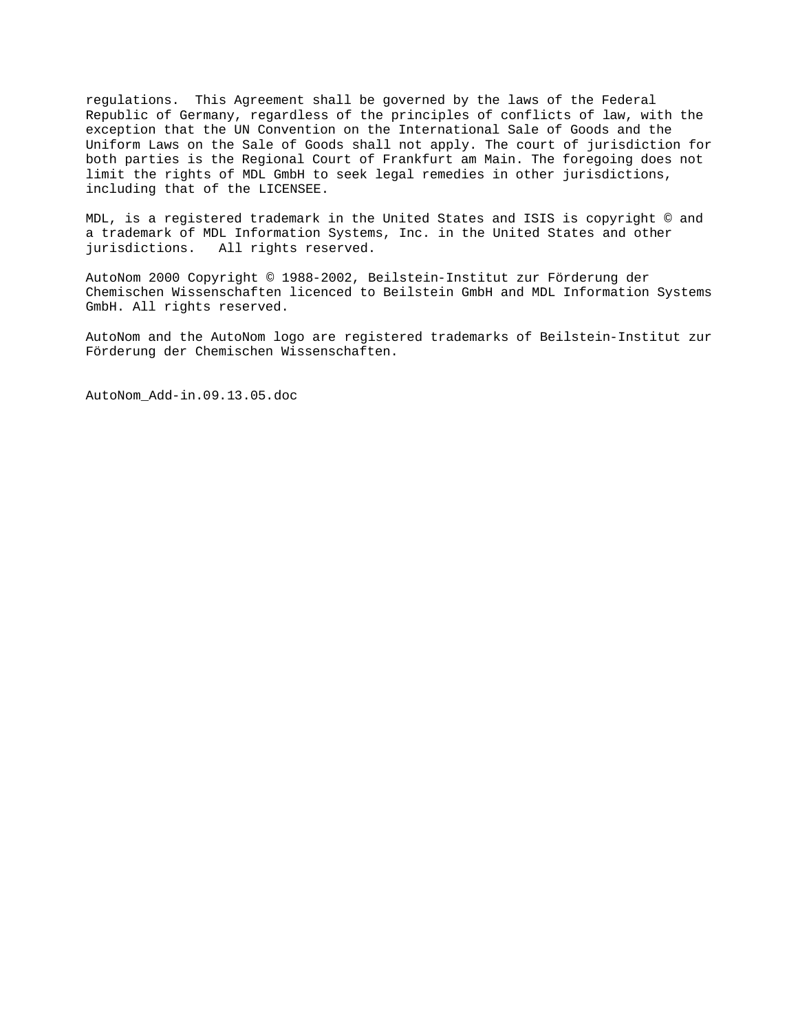regulations. This Agreement shall be governed by the laws of the Federal Republic of Germany, regardless of the principles of conflicts of law, with the exception that the UN Convention on the International Sale of Goods and the Uniform Laws on the Sale of Goods shall not apply. The court of jurisdiction for both parties is the Regional Court of Frankfurt am Main. The foregoing does not limit the rights of MDL GmbH to seek legal remedies in other jurisdictions, including that of the LICENSEE.

MDL, is a registered trademark in the United States and ISIS is copyright © and a trademark of MDL Information Systems, Inc. in the United States and other jurisdictions. All rights reserved.

AutoNom 2000 Copyright © 1988-2002, Beilstein-Institut zur Förderung der Chemischen Wissenschaften licenced to Beilstein GmbH and MDL Information Systems GmbH. All rights reserved.

AutoNom and the AutoNom logo are registered trademarks of Beilstein-Institut zur Förderung der Chemischen Wissenschaften.

AutoNom_Add-in.09.13.05.doc